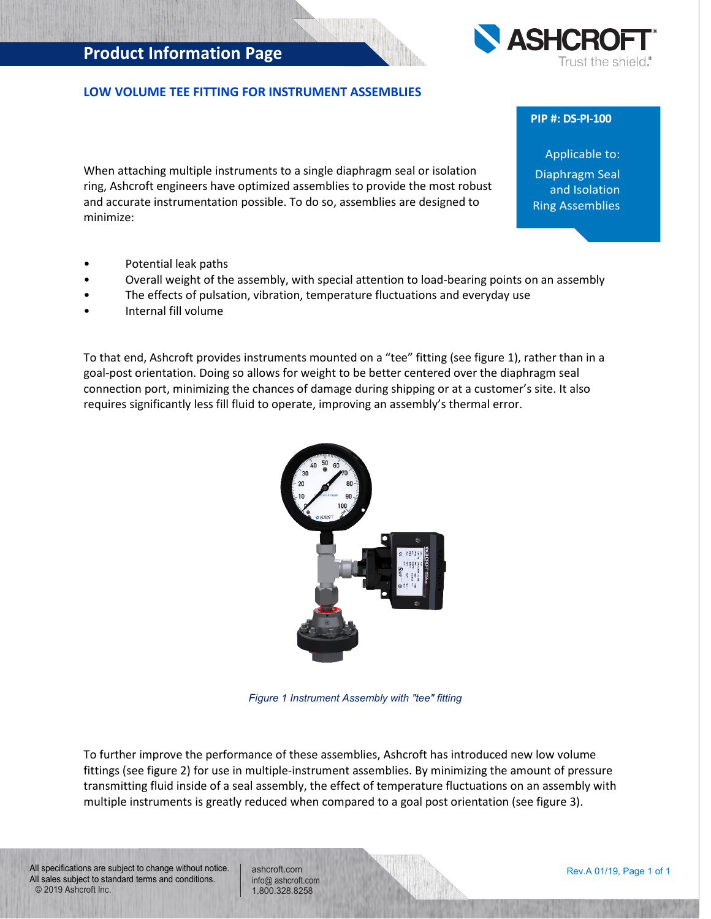# Product Information Page

## LOW VOLUME TEE FITTING FOR INSTRUMENT ASSEMBLIES

**PIP #: DS-PI-100**

Applicable to:
Diaphragm Seal and Isolation Ring Assemblies

When attaching multiple instruments to a single diaphragm seal or isolation ring, Ashcroft engineers have optimized assemblies to provide the most robust and accurate instrumentation possible. To do so, assemblies are designed to minimize:

- Potential leak paths
- Overall weight of the assembly, with special attention to load-bearing points on an assembly
- The effects of pulsation, vibration, temperature fluctuations and everyday use
- Internal fill volume

To that end, Ashcroft provides instruments mounted on a "tee" fitting (see figure 1), rather than in a goal-post orientation. Doing so allows for weight to be better centered over the diaphragm seal connection port, minimizing the chances of damage during shipping or at a customer's site. It also requires significantly less fill fluid to operate, improving an assembly's thermal error.

*Figure 1 Instrument Assembly with "tee" fitting*

To further improve the performance of these assemblies, Ashcroft has introduced new low volume fittings (see figure 2) for use in multiple-instrument assemblies. By minimizing the amount of pressure transmitting fluid inside of a seal assembly, the effect of temperature fluctuations on an assembly with multiple instruments is greatly reduced when compared to a goal post orientation (see figure 3).

All specifications are subject to change without notice.
All sales subject to standard terms and conditions.
© 2019 Ashcroft Inc.

ashcroft.com
info@ ashcroft.com
1.800.328.8258

Rev.A 01/19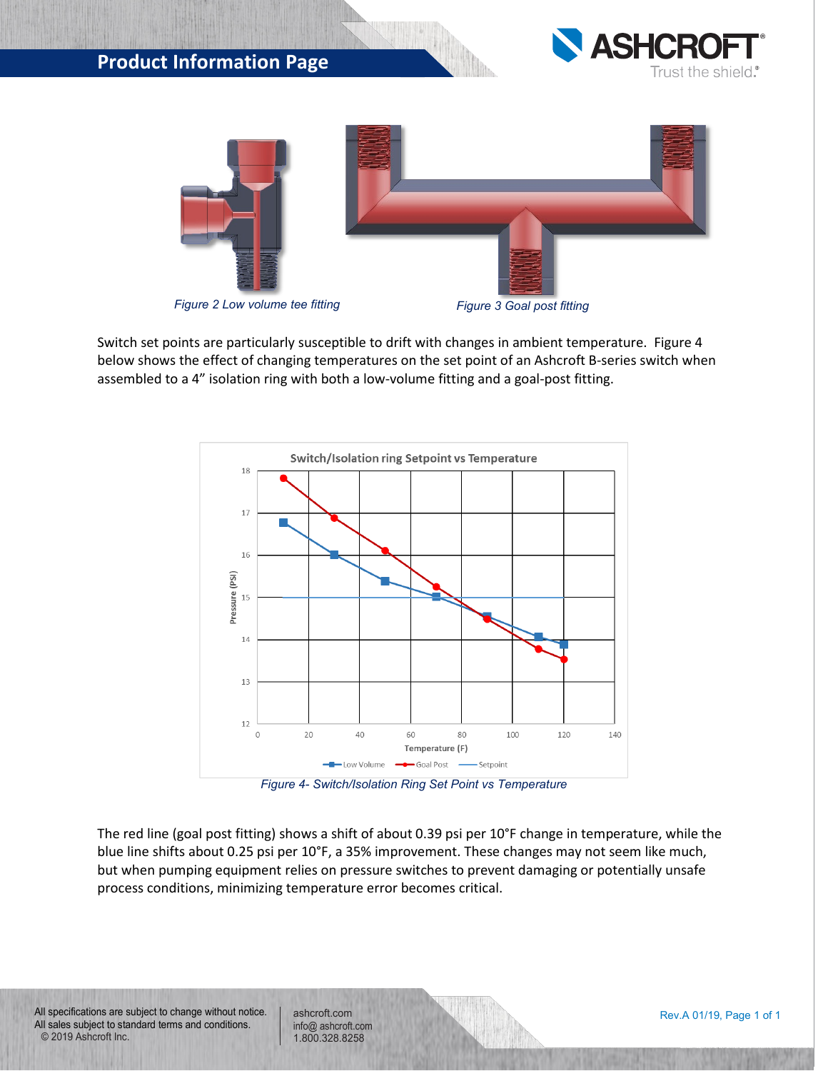Figure 2 Low volume tee fitting

Figure 3 Goal post fitting

Switch set points are particularly susceptible to drift with changes in ambient temperature. Figure 4 below shows the effect of changing temperatures on the set point of an Ashcroft B-series switch when assembled to a 4" isolation ring with both a low-volume fitting and a goal-post fitting.

Switch/Isolation ring Setpoint vs Temperature

Pressure (PSI)

18
17
16
15
14
13
12

0 20 40 60 80 100 120 140

Temperature (F)

Low Volume
Goal Post
Setpoint

Figure 4- Switch/Isolation Ring Set Point vs Temperature

The red line (goal post fitting) shows a shift of about 0.39 psi per 10°F change in temperature, while the blue line shifts about 0.25 psi per 10°F, a 35% improvement. These changes may not seem like much, but when pumping equipment relies on pressure switches to prevent damaging or potentially unsafe process conditions, minimizing temperature error becomes critical.